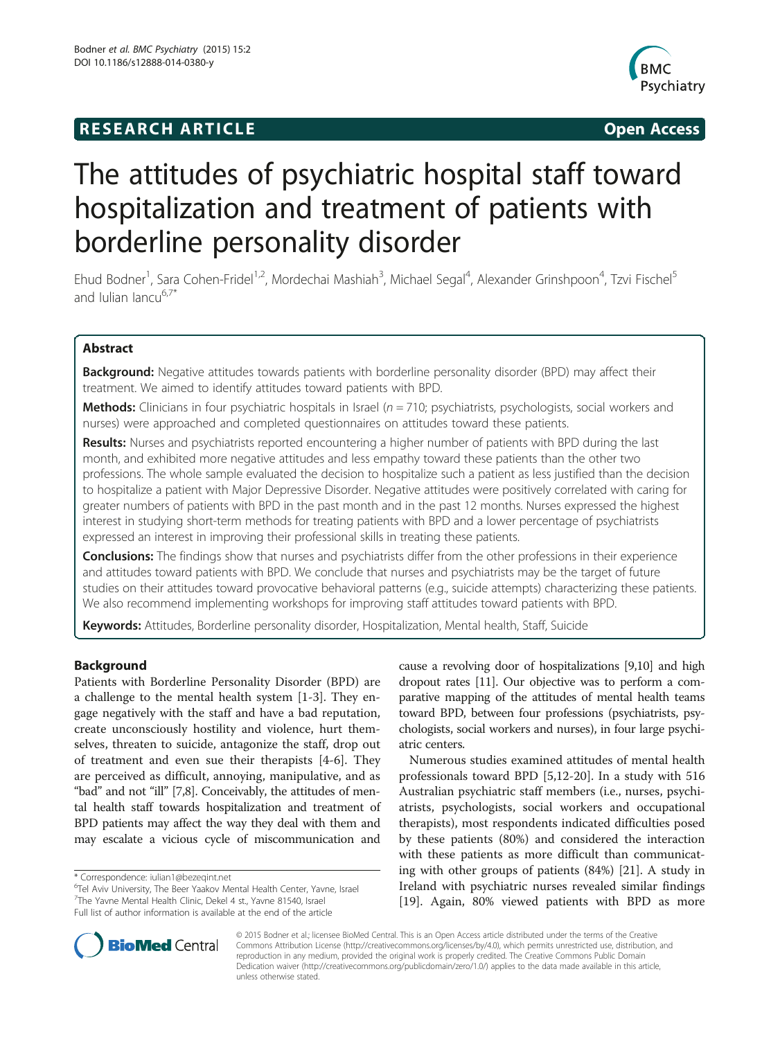**RESEARCH ARTICLE** **Open Access**

# The attitudes of psychiatric hospital staff toward hospitalization and treatment of patients with borderline personality disorder

Ehud Bodner[1], Sara Cohen-Fridel[1,2], Mordechai Mashiah[3], Michael Segal[4], Alexander Grinshpoon[4], Tzvi Fischel[5] and Iulian Iancu[6,7*]

## Abstract

**Background:** Negative attitudes towards patients with borderline personality disorder (BPD) may affect their treatment. We aimed to identify attitudes toward patients with BPD.

**Methods:** Clinicians in four psychiatric hospitals in Israel ($n = 710$; psychiatrists, psychologists, social workers and nurses) were approached and completed questionnaires on attitudes toward these patients.

**Results:** Nurses and psychiatrists reported encountering a higher number of patients with BPD during the last month, and exhibited more negative attitudes and less empathy toward these patients than the other two professions. The whole sample evaluated the decision to hospitalize such a patient as less justified than the decision to hospitalize a patient with Major Depressive Disorder. Negative attitudes were positively correlated with caring for greater numbers of patients with BPD in the past month and in the past 12 months. Nurses expressed the highest interest in studying short-term methods for treating patients with BPD and a lower percentage of psychiatrists expressed an interest in improving their professional skills in treating these patients.

**Conclusions:** The findings show that nurses and psychiatrists differ from the other professions in their experience and attitudes toward patients with BPD. We conclude that nurses and psychiatrists may be the target of future studies on their attitudes toward provocative behavioral patterns (e.g., suicide attempts) characterizing these patients. We also recommend implementing workshops for improving staff attitudes toward patients with BPD.

**Keywords:** Attitudes, Borderline personality disorder, Hospitalization, Mental health, Staff, Suicide

## Background

Patients with Borderline Personality Disorder (BPD) are a challenge to the mental health system [1-3]. They engage negatively with the staff and have a bad reputation, create unconsciously hostility and violence, hurt themselves, threaten to suicide, antagonize the staff, drop out of treatment and even sue their therapists [4-6]. They are perceived as difficult, annoying, manipulative, and as "bad" and not "ill" [7,8]. Conceivably, the attitudes of mental health staff towards hospitalization and treatment of BPD patients may affect the way they deal with them and may escalate a vicious cycle of miscommunication and cause a revolving door of hospitalizations [9,10] and high dropout rates [11]. Our objective was to perform a comparative mapping of the attitudes of mental health teams toward BPD, between four professions (psychiatrists, psychologists, social workers and nurses), in four large psychiatric centers.

Numerous studies examined attitudes of mental health professionals toward BPD [5,12-20]. In a study with 516 Australian psychiatric staff members (i.e., nurses, psychiatrists, psychologists, social workers and occupational therapists), most respondents indicated difficulties posed by these patients (80%) and considered the interaction with these patients as more difficult than communicating with other groups of patients (84%) [21]. A study in Ireland with psychiatric nurses revealed similar findings [19]. Again, 80% viewed patients with BPD as more

\* Correspondence: iulian1@bezeqint.net
[6]Tel Aviv University, The Beer Yaakov Mental Health Center, Yavne, Israel
[7]The Yavne Mental Health Clinic, Dekel 4 st., Yavne 81540, Israel
Full list of author information is available at the end of the article

© 2015 Bodner et al.; licensee BioMed Central. This is an Open Access article distributed under the terms of the Creative Commons Attribution License (http://creativecommons.org/licenses/by/4.0), which permits unrestricted use, distribution, and reproduction in any medium, provided the original work is properly credited. The Creative Commons Public Domain Dedication waiver (http://creativecommons.org/publicdomain/zero/1.0/) applies to the data made available in this article, unless otherwise stated.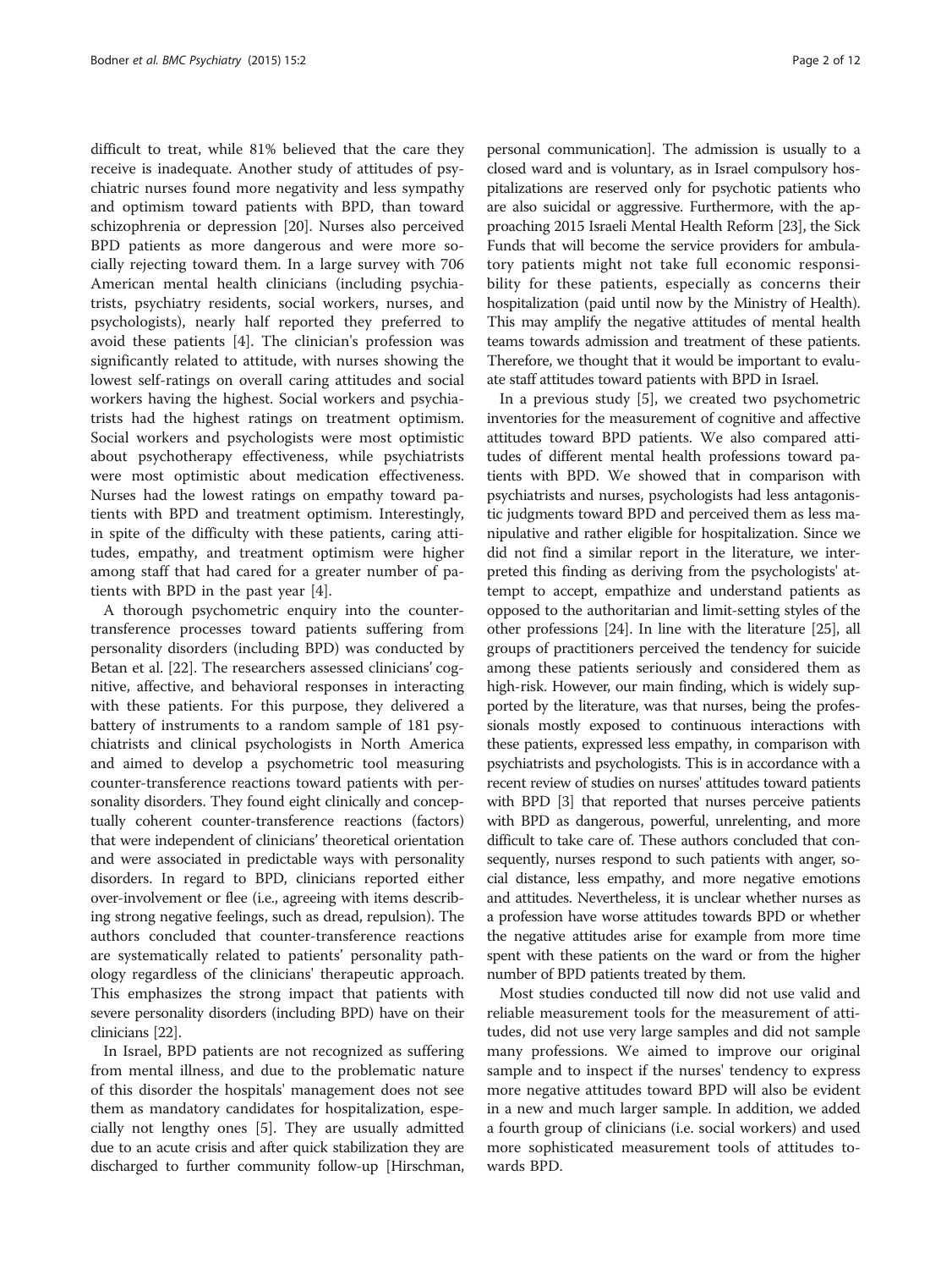difficult to treat, while 81% believed that the care they receive is inadequate. Another study of attitudes of psychiatric nurses found more negativity and less sympathy and optimism toward patients with BPD, than toward schizophrenia or depression [20]. Nurses also perceived BPD patients as more dangerous and were more socially rejecting toward them. In a large survey with 706 American mental health clinicians (including psychiatrists, psychiatry residents, social workers, nurses, and psychologists), nearly half reported they preferred to avoid these patients [4]. The clinician's profession was significantly related to attitude, with nurses showing the lowest self-ratings on overall caring attitudes and social workers having the highest. Social workers and psychiatrists had the highest ratings on treatment optimism. Social workers and psychologists were most optimistic about psychotherapy effectiveness, while psychiatrists were most optimistic about medication effectiveness. Nurses had the lowest ratings on empathy toward patients with BPD and treatment optimism. Interestingly, in spite of the difficulty with these patients, caring attitudes, empathy, and treatment optimism were higher among staff that had cared for a greater number of patients with BPD in the past year [4].

A thorough psychometric enquiry into the counter-transference processes toward patients suffering from personality disorders (including BPD) was conducted by Betan et al. [22]. The researchers assessed clinicians' cognitive, affective, and behavioral responses in interacting with these patients. For this purpose, they delivered a battery of instruments to a random sample of 181 psychiatrists and clinical psychologists in North America and aimed to develop a psychometric tool measuring counter-transference reactions toward patients with personality disorders. They found eight clinically and conceptually coherent counter-transference reactions (factors) that were independent of clinicians' theoretical orientation and were associated in predictable ways with personality disorders. In regard to BPD, clinicians reported either over-involvement or flee (i.e., agreeing with items describing strong negative feelings, such as dread, repulsion). The authors concluded that counter-transference reactions are systematically related to patients' personality pathology regardless of the clinicians' therapeutic approach. This emphasizes the strong impact that patients with severe personality disorders (including BPD) have on their clinicians [22].

In Israel, BPD patients are not recognized as suffering from mental illness, and due to the problematic nature of this disorder the hospitals' management does not see them as mandatory candidates for hospitalization, especially not lengthy ones [5]. They are usually admitted due to an acute crisis and after quick stabilization they are discharged to further community follow-up [Hirschman, personal communication]. The admission is usually to a closed ward and is voluntary, as in Israel compulsory hospitalizations are reserved only for psychotic patients who are also suicidal or aggressive. Furthermore, with the approaching 2015 Israeli Mental Health Reform [23], the Sick Funds that will become the service providers for ambulatory patients might not take full economic responsibility for these patients, especially as concerns their hospitalization (paid until now by the Ministry of Health). This may amplify the negative attitudes of mental health teams towards admission and treatment of these patients. Therefore, we thought that it would be important to evaluate staff attitudes toward patients with BPD in Israel.

In a previous study [5], we created two psychometric inventories for the measurement of cognitive and affective attitudes toward BPD patients. We also compared attitudes of different mental health professions toward patients with BPD. We showed that in comparison with psychiatrists and nurses, psychologists had less antagonistic judgments toward BPD and perceived them as less manipulative and rather eligible for hospitalization. Since we did not find a similar report in the literature, we interpreted this finding as deriving from the psychologists' attempt to accept, empathize and understand patients as opposed to the authoritarian and limit-setting styles of the other professions [24]. In line with the literature [25], all groups of practitioners perceived the tendency for suicide among these patients seriously and considered them as high-risk. However, our main finding, which is widely supported by the literature, was that nurses, being the professionals mostly exposed to continuous interactions with these patients, expressed less empathy, in comparison with psychiatrists and psychologists. This is in accordance with a recent review of studies on nurses' attitudes toward patients with BPD [3] that reported that nurses perceive patients with BPD as dangerous, powerful, unrelenting, and more difficult to take care of. These authors concluded that consequently, nurses respond to such patients with anger, social distance, less empathy, and more negative emotions and attitudes. Nevertheless, it is unclear whether nurses as a profession have worse attitudes towards BPD or whether the negative attitudes arise for example from more time spent with these patients on the ward or from the higher number of BPD patients treated by them.

Most studies conducted till now did not use valid and reliable measurement tools for the measurement of attitudes, did not use very large samples and did not sample many professions. We aimed to improve our original sample and to inspect if the nurses' tendency to express more negative attitudes toward BPD will also be evident in a new and much larger sample. In addition, we added a fourth group of clinicians (i.e. social workers) and used more sophisticated measurement tools of attitudes towards BPD.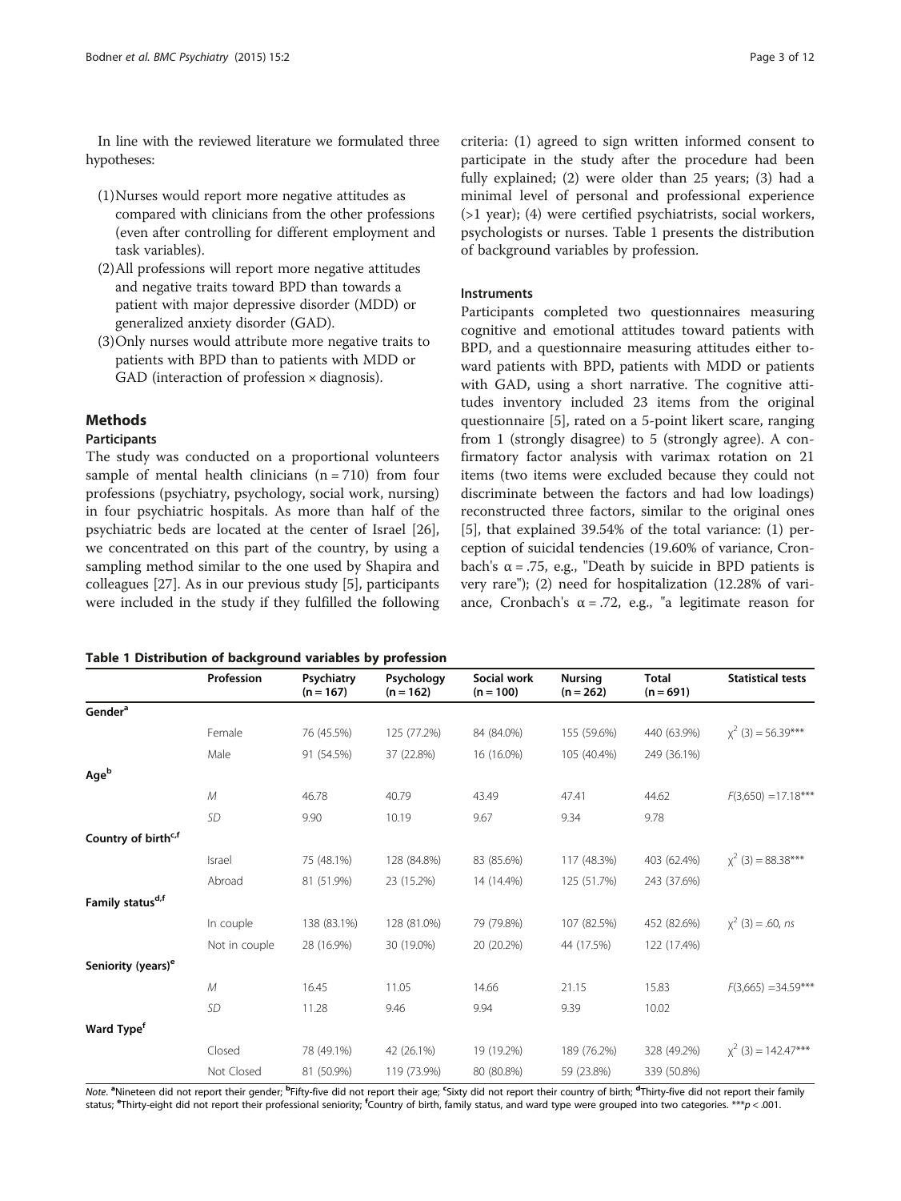In line with the reviewed literature we formulated three hypotheses:

(1) Nurses would report more negative attitudes as compared with clinicians from the other professions (even after controlling for different employment and task variables).
(2) All professions will report more negative attitudes and negative traits toward BPD than towards a patient with major depressive disorder (MDD) or generalized anxiety disorder (GAD).
(3) Only nurses would attribute more negative traits to patients with BPD than to patients with MDD or GAD (interaction of profession × diagnosis).

## Methods

### Participants

The study was conducted on a proportional volunteers sample of mental health clinicians (n = 710) from four professions (psychiatry, psychology, social work, nursing) in four psychiatric hospitals. As more than half of the psychiatric beds are located at the center of Israel [26], we concentrated on this part of the country, by using a sampling method similar to the one used by Shapira and colleagues [27]. As in our previous study [5], participants were included in the study if they fulfilled the following criteria: (1) agreed to sign written informed consent to participate in the study after the procedure had been fully explained; (2) were older than 25 years; (3) had a minimal level of personal and professional experience (>1 year); (4) were certified psychiatrists, social workers, psychologists or nurses. Table 1 presents the distribution of background variables by profession.

### Instruments

Participants completed two questionnaires measuring cognitive and emotional attitudes toward patients with BPD, and a questionnaire measuring attitudes either toward patients with BPD, patients with MDD or patients with GAD, using a short narrative. The cognitive attitudes inventory included 23 items from the original questionnaire [5], rated on a 5-point likert scare, ranging from 1 (strongly disagree) to 5 (strongly agree). A confirmatory factor analysis with varimax rotation on 21 items (two items were excluded because they could not discriminate between the factors and had low loadings) reconstructed three factors, similar to the original ones [5], that explained 39.54% of the total variance: (1) perception of suicidal tendencies (19.60% of variance, Cronbach's α = .75, e.g., "Death by suicide in BPD patients is very rare"); (2) need for hospitalization (12.28% of variance, Cronbach's α = .72, e.g., "a legitimate reason for

**Table 1 Distribution of background variables by profession**

| | Profession | Psychiatry (n = 167) | Psychology (n = 162) | Social work (n = 100) | Nursing (n = 262) | Total (n = 691) | Statistical tests |
|---|---|---|---|---|---|---|---|
| **Gender**[a] | | | | | | | |
| | Female | 76 (45.5%) | 125 (77.2%) | 84 (84.0%) | 155 (59.6%) | 440 (63.9%) | $\chi^2$ (3) = 56.39*** |
| | Male | 91 (54.5%) | 37 (22.8%) | 16 (16.0%) | 105 (40.4%) | 249 (36.1%) | |
| **Age**[b] | | | | | | | |
| | *M* | 46.78 | 40.79 | 43.49 | 47.41 | 44.62 | *F*(3,650) =17.18*** |
| | *SD* | 9.90 | 10.19 | 9.67 | 9.34 | 9.78 | |
| **Country of birth**[c,f] | | | | | | | |
| | Israel | 75 (48.1%) | 128 (84.8%) | 83 (85.6%) | 117 (48.3%) | 403 (62.4%) | $\chi^2$ (3) = 88.38*** |
| | Abroad | 81 (51.9%) | 23 (15.2%) | 14 (14.4%) | 125 (51.7%) | 243 (37.6%) | |
| **Family status**[d,f] | | | | | | | |
| | In couple | 138 (83.1%) | 128 (81.0%) | 79 (79.8%) | 107 (82.5%) | 452 (82.6%) | $\chi^2$ (3) = .60, *ns* |
| | Not in couple | 28 (16.9%) | 30 (19.0%) | 20 (20.2%) | 44 (17.5%) | 122 (17.4%) | |
| **Seniority (years)**[e] | | | | | | | |
| | *M* | 16.45 | 11.05 | 14.66 | 21.15 | 15.83 | *F*(3,665) =34.59*** |
| | *SD* | 11.28 | 9.46 | 9.94 | 9.39 | 10.02 | |
| **Ward Type**[f] | | | | | | | |
| | Closed | 78 (49.1%) | 42 (26.1%) | 19 (19.2%) | 189 (76.2%) | 328 (49.2%) | $\chi^2$ (3) = 142.47*** |
| | Not Closed | 81 (50.9%) | 119 (73.9%) | 80 (80.8%) | 59 (23.8%) | 339 (50.8%) | |

*Note.* [a]Nineteen did not report their gender; [b]Fifty-five did not report their age; [c]Sixty did not report their country of birth; [d]Thirty-five did not report their family status; [e]Thirty-eight did not report their professional seniority; [f]Country of birth, family status, and ward type were grouped into two categories. ***p < .001.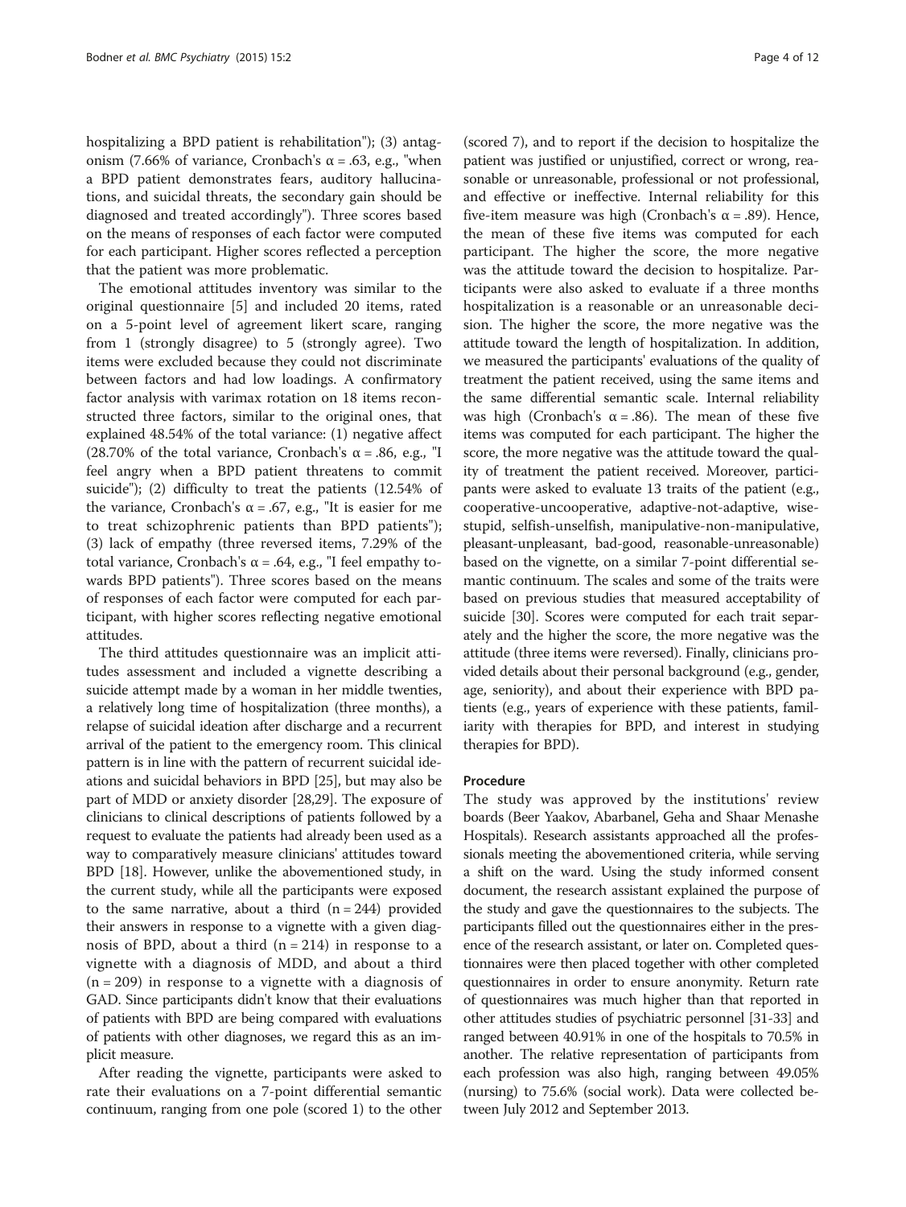hospitalizing a BPD patient is rehabilitation"); (3) antagonism (7.66% of variance, Cronbach's α = .63, e.g., "when a BPD patient demonstrates fears, auditory hallucinations, and suicidal threats, the secondary gain should be diagnosed and treated accordingly"). Three scores based on the means of responses of each factor were computed for each participant. Higher scores reflected a perception that the patient was more problematic.

The emotional attitudes inventory was similar to the original questionnaire [5] and included 20 items, rated on a 5-point level of agreement likert scare, ranging from 1 (strongly disagree) to 5 (strongly agree). Two items were excluded because they could not discriminate between factors and had low loadings. A confirmatory factor analysis with varimax rotation on 18 items reconstructed three factors, similar to the original ones, that explained 48.54% of the total variance: (1) negative affect (28.70% of the total variance, Cronbach's α = .86, e.g., "I feel angry when a BPD patient threatens to commit suicide"); (2) difficulty to treat the patients (12.54% of the variance, Cronbach's α = .67, e.g., "It is easier for me to treat schizophrenic patients than BPD patients"); (3) lack of empathy (three reversed items, 7.29% of the total variance, Cronbach's α = .64, e.g., "I feel empathy towards BPD patients"). Three scores based on the means of responses of each factor were computed for each participant, with higher scores reflecting negative emotional attitudes.

The third attitudes questionnaire was an implicit attitudes assessment and included a vignette describing a suicide attempt made by a woman in her middle twenties, a relatively long time of hospitalization (three months), a relapse of suicidal ideation after discharge and a recurrent arrival of the patient to the emergency room. This clinical pattern is in line with the pattern of recurrent suicidal ideations and suicidal behaviors in BPD [25], but may also be part of MDD or anxiety disorder [28,29]. The exposure of clinicians to clinical descriptions of patients followed by a request to evaluate the patients had already been used as a way to comparatively measure clinicians' attitudes toward BPD [18]. However, unlike the abovementioned study, in the current study, while all the participants were exposed to the same narrative, about a third (n = 244) provided their answers in response to a vignette with a given diagnosis of BPD, about a third (n = 214) in response to a vignette with a diagnosis of MDD, and about a third (n = 209) in response to a vignette with a diagnosis of GAD. Since participants didn't know that their evaluations of patients with BPD are being compared with evaluations of patients with other diagnoses, we regard this as an implicit measure.

After reading the vignette, participants were asked to rate their evaluations on a 7-point differential semantic continuum, ranging from one pole (scored 1) to the other (scored 7), and to report if the decision to hospitalize the patient was justified or unjustified, correct or wrong, reasonable or unreasonable, professional or not professional, and effective or ineffective. Internal reliability for this five-item measure was high (Cronbach's α = .89). Hence, the mean of these five items was computed for each participant. The higher the score, the more negative was the attitude toward the decision to hospitalize. Participants were also asked to evaluate if a three months hospitalization is a reasonable or an unreasonable decision. The higher the score, the more negative was the attitude toward the length of hospitalization. In addition, we measured the participants' evaluations of the quality of treatment the patient received, using the same items and the same differential semantic scale. Internal reliability was high (Cronbach's α = .86). The mean of these five items was computed for each participant. The higher the score, the more negative was the attitude toward the quality of treatment the patient received. Moreover, participants were asked to evaluate 13 traits of the patient (e.g., cooperative-uncooperative, adaptive-not-adaptive, wise-stupid, selfish-unselfish, manipulative-non-manipulative, pleasant-unpleasant, bad-good, reasonable-unreasonable) based on the vignette, on a similar 7-point differential semantic continuum. The scales and some of the traits were based on previous studies that measured acceptability of suicide [30]. Scores were computed for each trait separately and the higher the score, the more negative was the attitude (three items were reversed). Finally, clinicians provided details about their personal background (e.g., gender, age, seniority), and about their experience with BPD patients (e.g., years of experience with these patients, familiarity with therapies for BPD, and interest in studying therapies for BPD).

### Procedure

The study was approved by the institutions' review boards (Beer Yaakov, Abarbanel, Geha and Shaar Menashe Hospitals). Research assistants approached all the professionals meeting the abovementioned criteria, while serving a shift on the ward. Using the study informed consent document, the research assistant explained the purpose of the study and gave the questionnaires to the subjects. The participants filled out the questionnaires either in the presence of the research assistant, or later on. Completed questionnaires were then placed together with other completed questionnaires in order to ensure anonymity. Return rate of questionnaires was much higher than that reported in other attitudes studies of psychiatric personnel [31-33] and ranged between 40.91% in one of the hospitals to 70.5% in another. The relative representation of participants from each profession was also high, ranging between 49.05% (nursing) to 75.6% (social work). Data were collected between July 2012 and September 2013.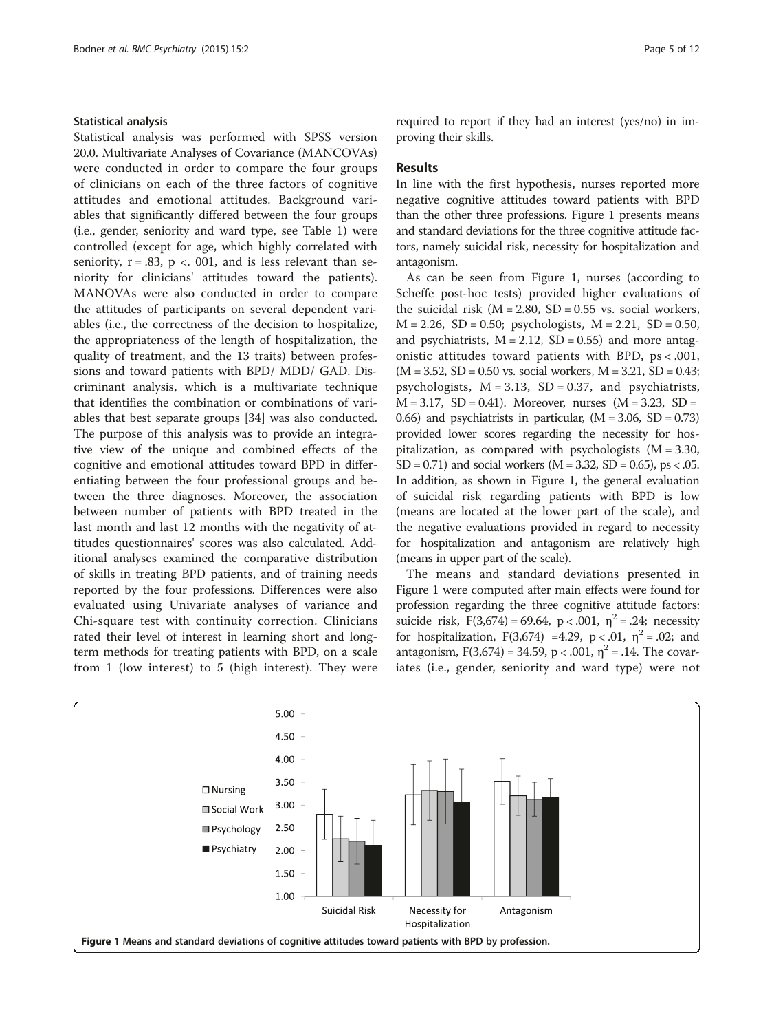### Statistical analysis

Statistical analysis was performed with SPSS version 20.0. Multivariate Analyses of Covariance (MANCOVAs) were conducted in order to compare the four groups of clinicians on each of the three factors of cognitive attitudes and emotional attitudes. Background variables that significantly differed between the four groups (i.e., gender, seniority and ward type, see Table 1) were controlled (except for age, which highly correlated with seniority, $r = .83$, $p < .001$, and is less relevant than seniority for clinicians' attitudes toward the patients). MANOVAs were also conducted in order to compare the attitudes of participants on several dependent variables (i.e., the correctness of the decision to hospitalize, the appropriateness of the length of hospitalization, the quality of treatment, and the 13 traits) between professions and toward patients with BPD/ MDD/ GAD. Discriminant analysis, which is a multivariate technique that identifies the combination or combinations of variables that best separate groups [34] was also conducted. The purpose of this analysis was to provide an integrative view of the unique and combined effects of the cognitive and emotional attitudes toward BPD in differentiating between the four professional groups and between the three diagnoses. Moreover, the association between number of patients with BPD treated in the last month and last 12 months with the negativity of attitudes questionnaires' scores was also calculated. Additional analyses examined the comparative distribution of skills in treating BPD patients, and of training needs reported by the four professions. Differences were also evaluated using Univariate analyses of variance and Chi-square test with continuity correction. Clinicians rated their level of interest in learning short and long-term methods for treating patients with BPD, on a scale from 1 (low interest) to 5 (high interest). They were required to report if they had an interest (yes/no) in improving their skills.

## Results

In line with the first hypothesis, nurses reported more negative cognitive attitudes toward patients with BPD than the other three professions. Figure 1 presents means and standard deviations for the three cognitive attitude factors, namely suicidal risk, necessity for hospitalization and antagonism.

As can be seen from Figure 1, nurses (according to Scheffe post-hoc tests) provided higher evaluations of the suicidal risk ($M = 2.80$, $SD = 0.55$ vs. social workers, $M = 2.26$, $SD = 0.50$; psychologists, $M = 2.21$, $SD = 0.50$, and psychiatrists, $M = 2.12$, $SD = 0.55$) and more antagonistic attitudes toward patients with BPD, $ps < .001$, ($M = 3.52$, $SD = 0.50$ vs. social workers, $M = 3.21$, $SD = 0.43$; psychologists, $M = 3.13$, $SD = 0.37$, and psychiatrists, $M = 3.17$, $SD = 0.41$). Moreover, nurses ($M = 3.23$, $SD = 0.66$) and psychiatrists in particular, ($M = 3.06$, $SD = 0.73$) provided lower scores regarding the necessity for hospitalization, as compared with psychologists ($M = 3.30$, $SD = 0.71$) and social workers ($M = 3.32$, $SD = 0.65$), $ps < .05$. In addition, as shown in Figure 1, the general evaluation of suicidal risk regarding patients with BPD is low (means are located at the lower part of the scale), and the negative evaluations provided in regard to necessity for hospitalization and antagonism are relatively high (means in upper part of the scale).

The means and standard deviations presented in Figure 1 were computed after main effects were found for profession regarding the three cognitive attitude factors: suicide risk, $F(3,674) = 69.64$, $p < .001$, $\eta^2 = .24$; necessity for hospitalization, $F(3,674) = 4.29$, $p < .01$, $\eta^2 = .02$; and antagonism, $F(3,674) = 34.59$, $p < .001$, $\eta^2 = .14$. The covariates (i.e., gender, seniority and ward type) were not

5.00
4.50
4.00
3.50
3.00
2.50
2.00
1.50
1.00

Nursing
Social Work
Psychology
Psychiatry

Suicidal Risk
Necessity for Hospitalization
Antagonism

**Figure 1** Means and standard deviations of cognitive attitudes toward patients with BPD by profession.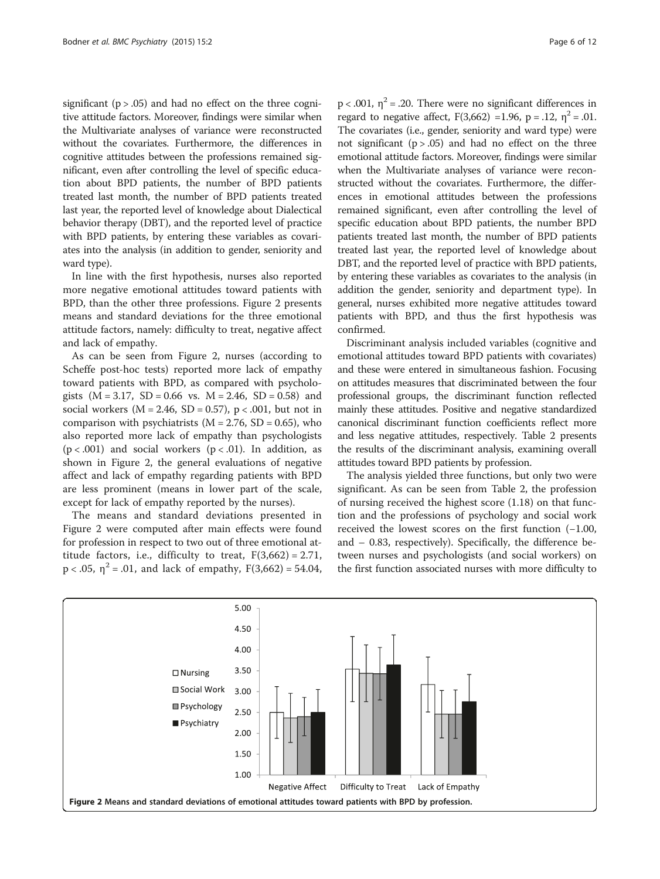significant (p > .05) and had no effect on the three cognitive attitude factors. Moreover, findings were similar when the Multivariate analyses of variance were reconstructed without the covariates. Furthermore, the differences in cognitive attitudes between the professions remained significant, even after controlling the level of specific education about BPD patients, the number of BPD patients treated last month, the number of BPD patients treated last year, the reported level of knowledge about Dialectical behavior therapy (DBT), and the reported level of practice with BPD patients, by entering these variables as covariates into the analysis (in addition to gender, seniority and ward type).

In line with the first hypothesis, nurses also reported more negative emotional attitudes toward patients with BPD, than the other three professions. Figure 2 presents means and standard deviations for the three emotional attitude factors, namely: difficulty to treat, negative affect and lack of empathy.

As can be seen from Figure 2, nurses (according to Scheffe post-hoc tests) reported more lack of empathy toward patients with BPD, as compared with psychologists (M = 3.17, SD = 0.66 vs. M = 2.46, SD = 0.58) and social workers (M = 2.46, SD = 0.57), p < .001, but not in comparison with psychiatrists (M = 2.76, SD = 0.65), who also reported more lack of empathy than psychologists (p < .001) and social workers (p < .01). In addition, as shown in Figure 2, the general evaluations of negative affect and lack of empathy regarding patients with BPD are less prominent (means in lower part of the scale, except for lack of empathy reported by the nurses).

The means and standard deviations presented in Figure 2 were computed after main effects were found for profession in respect to two out of three emotional attitude factors, i.e., difficulty to treat, $F(3,662) = 2.71$, $p < .05$, $\eta^2 = .01$, and lack of empathy, $F(3,662) = 54.04$, $p < .001$, $\eta^2 = .20$. There were no significant differences in regard to negative affect, $F(3,662) = 1.96$, $p = .12$, $\eta^2 = .01$. The covariates (i.e., gender, seniority and ward type) were not significant (p > .05) and had no effect on the three emotional attitude factors. Moreover, findings were similar when the Multivariate analyses of variance were reconstructed without the covariates. Furthermore, the differences in emotional attitudes between the professions remained significant, even after controlling the level of specific education about BPD patients, the number BPD patients treated last month, the number of BPD patients treated last year, the reported level of knowledge about DBT, and the reported level of practice with BPD patients, by entering these variables as covariates to the analysis (in addition the gender, seniority and department type). In general, nurses exhibited more negative attitudes toward patients with BPD, and thus the first hypothesis was confirmed.

Discriminant analysis included variables (cognitive and emotional attitudes toward BPD patients with covariates) and these were entered in simultaneous fashion. Focusing on attitudes measures that discriminated between the four professional groups, the discriminant function reflected mainly these attitudes. Positive and negative standardized canonical discriminant function coefficients reflect more and less negative attitudes, respectively. Table 2 presents the results of the discriminant analysis, examining overall attitudes toward BPD patients by profession.

The analysis yielded three functions, but only two were significant. As can be seen from Table 2, the profession of nursing received the highest score (1.18) on that function and the professions of psychology and social work received the lowest scores on the first function (−1.00, and − 0.83, respectively). Specifically, the difference between nurses and psychologists (and social workers) on the first function associated nurses with more difficulty to

5.00
4.50
4.00
3.50
3.00
2.50
2.00
1.50
1.00

□ Nursing
□ Social Work
■ Psychology
■ Psychiatry

Negative Affect
Difficulty to Treat
Lack of Empathy

**Figure 2** Means and standard deviations of emotional attitudes toward patients with BPD by profession.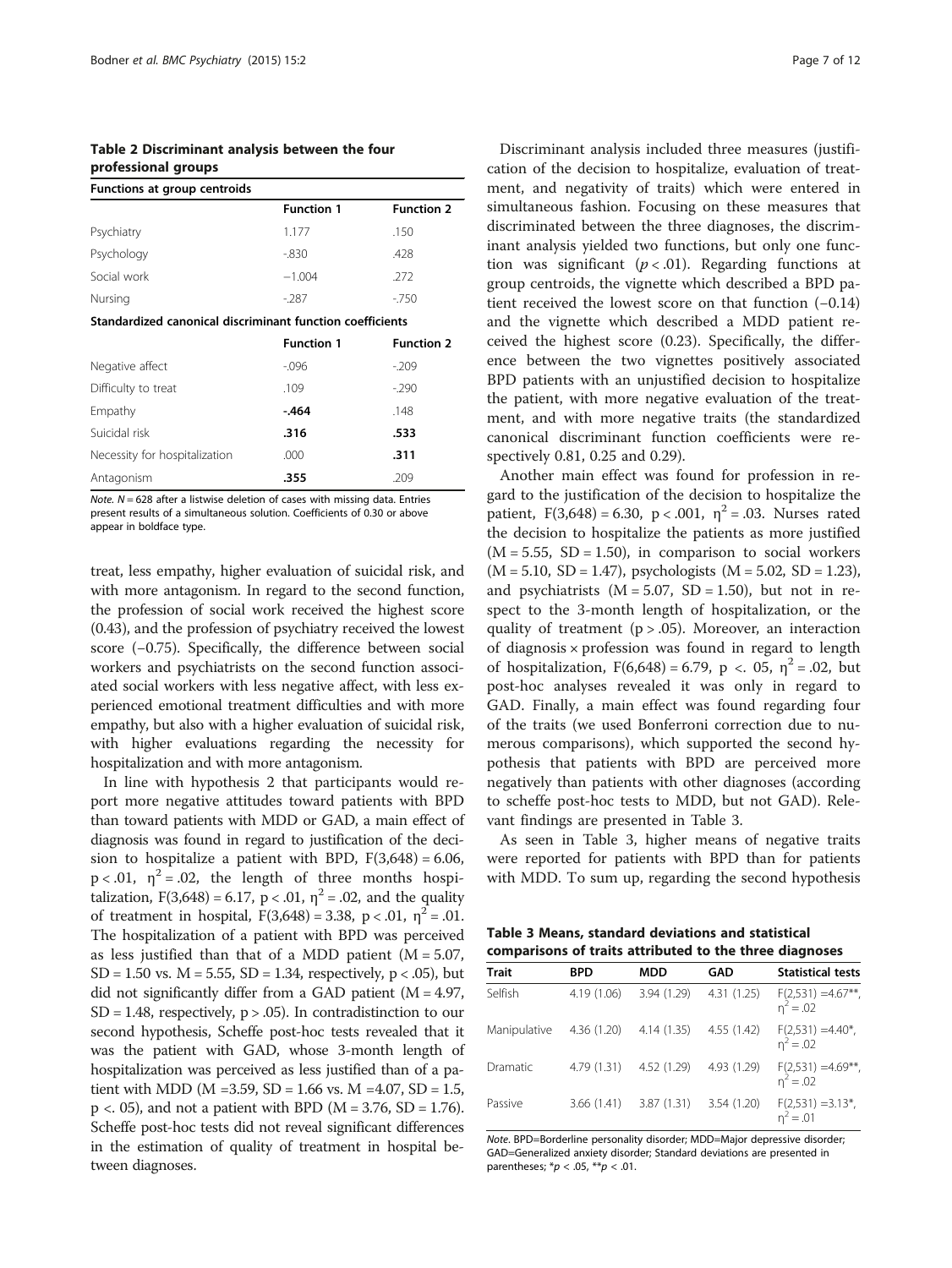**Table 2 Discriminant analysis between the four professional groups**

| Functions at group centroids | | |
|---|---|---|
| | **Function 1** | **Function 2** |
| Psychiatry | 1.177 | .150 |
| Psychology | -.830 | .428 |
| Social work | −1.004 | .272 |
| Nursing | -.287 | -.750 |
| **Standardized canonical discriminant function coefficients** | | |
| | **Function 1** | **Function 2** |
| Negative affect | -.096 | -.209 |
| Difficulty to treat | .109 | -.290 |
| Empathy | **-.464** | .148 |
| Suicidal risk | **.316** | **.533** |
| Necessity for hospitalization | .000 | **.311** |
| Antagonism | **.355** | .209 |

*Note.* $N = 628$ after a listwise deletion of cases with missing data. Entries present results of a simultaneous solution. Coefficients of 0.30 or above appear in boldface type.

treat, less empathy, higher evaluation of suicidal risk, and with more antagonism. In regard to the second function, the profession of social work received the highest score (0.43), and the profession of psychiatry received the lowest score (−0.75). Specifically, the difference between social workers and psychiatrists on the second function associated social workers with less negative affect, with less experienced emotional treatment difficulties and with more empathy, but also with a higher evaluation of suicidal risk, with higher evaluations regarding the necessity for hospitalization and with more antagonism.

In line with hypothesis 2 that participants would report more negative attitudes toward patients with BPD than toward patients with MDD or GAD, a main effect of diagnosis was found in regard to justification of the decision to hospitalize a patient with BPD, $F(3,648) = 6.06$, $p < .01$, $\eta^2 = .02$, the length of three months hospitalization, $F(3,648) = 6.17$, $p < .01$, $\eta^2 = .02$, and the quality of treatment in hospital, $F(3,648) = 3.38$, $p < .01$, $\eta^2 = .01$. The hospitalization of a patient with BPD was perceived as less justified than that of a MDD patient ($M = 5.07$, $SD = 1.50$ vs. $M = 5.55$, $SD = 1.34$, respectively, $p < .05$), but did not significantly differ from a GAD patient ($M = 4.97$, $SD = 1.48$, respectively, $p > .05$). In contradistinction to our second hypothesis, Scheffe post-hoc tests revealed that it was the patient with GAD, whose 3-month length of hospitalization was perceived as less justified than of a patient with MDD ($M = 3.59$, $SD = 1.66$ vs. $M = 4.07$, $SD = 1.5$, $p < .05$), and not a patient with BPD ($M = 3.76$, $SD = 1.76$). Scheffe post-hoc tests did not reveal significant differences in the estimation of quality of treatment in hospital between diagnoses.

Discriminant analysis included three measures (justification of the decision to hospitalize, evaluation of treatment, and negativity of traits) which were entered in simultaneous fashion. Focusing on these measures that discriminated between the three diagnoses, the discriminant analysis yielded two functions, but only one function was significant ($p < .01$). Regarding functions at group centroids, the vignette which described a BPD patient received the lowest score on that function (−0.14) and the vignette which described a MDD patient received the highest score (0.23). Specifically, the difference between the two vignettes positively associated BPD patients with an unjustified decision to hospitalize the patient, with more negative evaluation of the treatment, and with more negative traits (the standardized canonical discriminant function coefficients were respectively 0.81, 0.25 and 0.29).

Another main effect was found for profession in regard to the justification of the decision to hospitalize the patient, $F(3,648) = 6.30$, $p < .001$, $\eta^2 = .03$. Nurses rated the decision to hospitalize the patients as more justified ($M = 5.55$, $SD = 1.50$), in comparison to social workers ($M = 5.10$, $SD = 1.47$), psychologists ($M = 5.02$, $SD = 1.23$), and psychiatrists ($M = 5.07$, $SD = 1.50$), but not in respect to the 3-month length of hospitalization, or the quality of treatment ($p > .05$). Moreover, an interaction of diagnosis × profession was found in regard to length of hospitalization, $F(6,648) = 6.79$, $p < .05$, $\eta^2 = .02$, but post-hoc analyses revealed it was only in regard to GAD. Finally, a main effect was found regarding four of the traits (we used Bonferroni correction due to numerous comparisons), which supported the second hypothesis that patients with BPD are perceived more negatively than patients with other diagnoses (according to scheffe post-hoc tests to MDD, but not GAD). Relevant findings are presented in Table 3.

As seen in Table 3, higher means of negative traits were reported for patients with BPD than for patients with MDD. To sum up, regarding the second hypothesis

**Table 3 Means, standard deviations and statistical comparisons of traits attributed to the three diagnoses**

| Trait | BPD | MDD | GAD | Statistical tests |
|---|---|---|---|---|
| Selfish | 4.19 (1.06) | 3.94 (1.29) | 4.31 (1.25) | $F(2,531) = 4.67^{**}$, $\eta^2 = .02$ |
| Manipulative | 4.36 (1.20) | 4.14 (1.35) | 4.55 (1.42) | $F(2,531) = 4.40^{*}$, $\eta^2 = .02$ |
| Dramatic | 4.79 (1.31) | 4.52 (1.29) | 4.93 (1.29) | $F(2,531) = 4.69^{**}$, $\eta^2 = .02$ |
| Passive | 3.66 (1.41) | 3.87 (1.31) | 3.54 (1.20) | $F(2,531) = 3.13^{*}$, $\eta^2 = .01$ |

*Note*. BPD=Borderline personality disorder; MDD=Major depressive disorder; GAD=Generalized anxiety disorder; Standard deviations are presented in parentheses; $^{*}p < .05$, $^{**}p < .01$.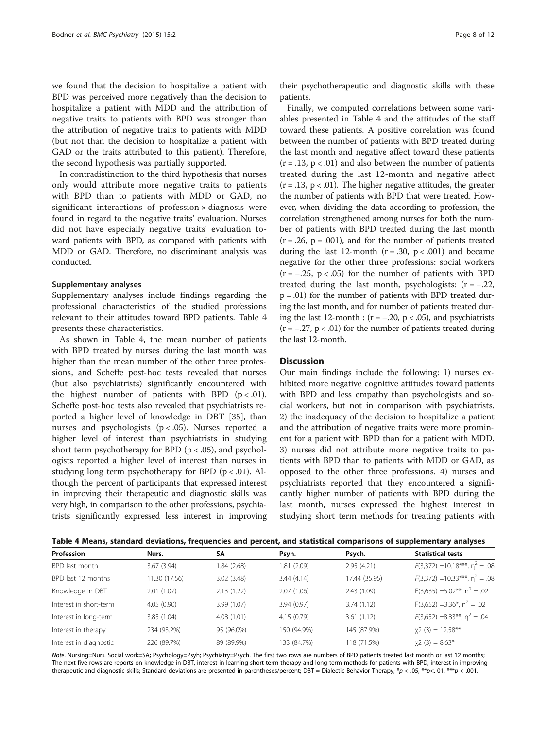we found that the decision to hospitalize a patient with BPD was perceived more negatively than the decision to hospitalize a patient with MDD and the attribution of negative traits to patients with BPD was stronger than the attribution of negative traits to patients with MDD (but not than the decision to hospitalize a patient with GAD or the traits attributed to this patient). Therefore, the second hypothesis was partially supported.

In contradistinction to the third hypothesis that nurses only would attribute more negative traits to patients with BPD than to patients with MDD or GAD, no significant interactions of profession × diagnosis were found in regard to the negative traits' evaluation. Nurses did not have especially negative traits' evaluation toward patients with BPD, as compared with patients with MDD or GAD. Therefore, no discriminant analysis was conducted.

#### Supplementary analyses

Supplementary analyses include findings regarding the professional characteristics of the studied professions relevant to their attitudes toward BPD patients. Table 4 presents these characteristics.

As shown in Table 4, the mean number of patients with BPD treated by nurses during the last month was higher than the mean number of the other three professions, and Scheffe post-hoc tests revealed that nurses (but also psychiatrists) significantly encountered with the highest number of patients with BPD ($p < .01$). Scheffe post-hoc tests also revealed that psychiatrists reported a higher level of knowledge in DBT [35], than nurses and psychologists ($p < .05$). Nurses reported a higher level of interest than psychiatrists in studying short term psychotherapy for BPD ($p < .05$), and psychologists reported a higher level of interest than nurses in studying long term psychotherapy for BPD ($p < .01$). Although the percent of participants that expressed interest in improving their therapeutic and diagnostic skills was very high, in comparison to the other professions, psychiatrists significantly expressed less interest in improving their psychotherapeutic and diagnostic skills with these patients.

Finally, we computed correlations between some variables presented in Table 4 and the attitudes of the staff toward these patients. A positive correlation was found between the number of patients with BPD treated during the last month and negative affect toward these patients ($r = .13$, $p < .01$) and also between the number of patients treated during the last 12-month and negative affect ($r = .13$, $p < .01$). The higher negative attitudes, the greater the number of patients with BPD that were treated. However, when dividing the data according to profession, the correlation strengthened among nurses for both the number of patients with BPD treated during the last month ($r = .26$, $p = .001$), and for the number of patients treated during the last 12-month ($r = .30$, $p < .001$) and became negative for the other three professions: social workers ($r = -.25$, $p < .05$) for the number of patients with BPD treated during the last month, psychologists: ($r = -.22$, $p = .01$) for the number of patients with BPD treated during the last month, and for number of patients treated during the last 12-month : ($r = -.20$, $p < .05$), and psychiatrists ($r = -.27$, $p < .01$) for the number of patients treated during the last 12-month.

## Discussion

Our main findings include the following: 1) nurses exhibited more negative cognitive attitudes toward patients with BPD and less empathy than psychologists and social workers, but not in comparison with psychiatrists. 2) the inadequacy of the decision to hospitalize a patient and the attribution of negative traits were more prominent for a patient with BPD than for a patient with MDD. 3) nurses did not attribute more negative traits to patients with BPD than to patients with MDD or GAD, as opposed to the other three professions. 4) nurses and psychiatrists reported that they encountered a significantly higher number of patients with BPD during the last month, nurses expressed the highest interest in studying short term methods for treating patients with

**Table 4 Means, standard deviations, frequencies and percent, and statistical comparisons of supplementary analyses**

| Profession | Nurs. | SA | Psyh. | Psych. | Statistical tests |
|---|---|---|---|---|---|
| BPD last month | 3.67 (3.94) | 1.84 (2.68) | 1.81 (2.09) | 2.95 (4.21) | $F(3,372) = 10.18^{***}$, $\eta^2 = .08$ |
| BPD last 12 months | 11.30 (17.56) | 3.02 (3.48) | 3.44 (4.14) | 17.44 (35.95) | $F(3,372) = 10.33^{***}$, $\eta^2 = .08$ |
| Knowledge in DBT | 2.01 (1.07) | 2.13 (1.22) | 2.07 (1.06) | 2.43 (1.09) | $F(3,635) = 5.02^{**}$, $\eta^2 = .02$ |
| Interest in short-term | 4.05 (0.90) | 3.99 (1.07) | 3.94 (0.97) | 3.74 (1.12) | $F(3,652) = 3.36^{*}$, $\eta^2 = .02$ |
| Interest in long-term | 3.85 (1.04) | 4.08 (1.01) | 4.15 (0.79) | 3.61 (1.12) | $F(3,652) = 8.83^{**}$, $\eta^2 = .04$ |
| Interest in therapy | 234 (93.2%) | 95 (96.0%) | 150 (94.9%) | 145 (87.9%) | $\chi2\ (3) = 12.58^{**}$ |
| Interest in diagnostic | 226 (89.7%) | 89 (89.9%) | 133 (84.7%) | 118 (71.5%) | $\chi2\ (3) = 8.63^{*}$ |

*Note*. Nursing=Nurs. Social work=SA; Psychology=Psyh; Psychiatry=Psych. The first two rows are numbers of BPD patients treated last month or last 12 months; The next five rows are reports on knowledge in DBT, interest in learning short-term therapy and long-term methods for patients with BPD, interest in improving therapeutic and diagnostic skills; Standard deviations are presented in parentheses/percent; DBT = Dialectic Behavior Therapy; \*$p < .05$, \*\*$p < .01$, \*\*\*$p < .001$.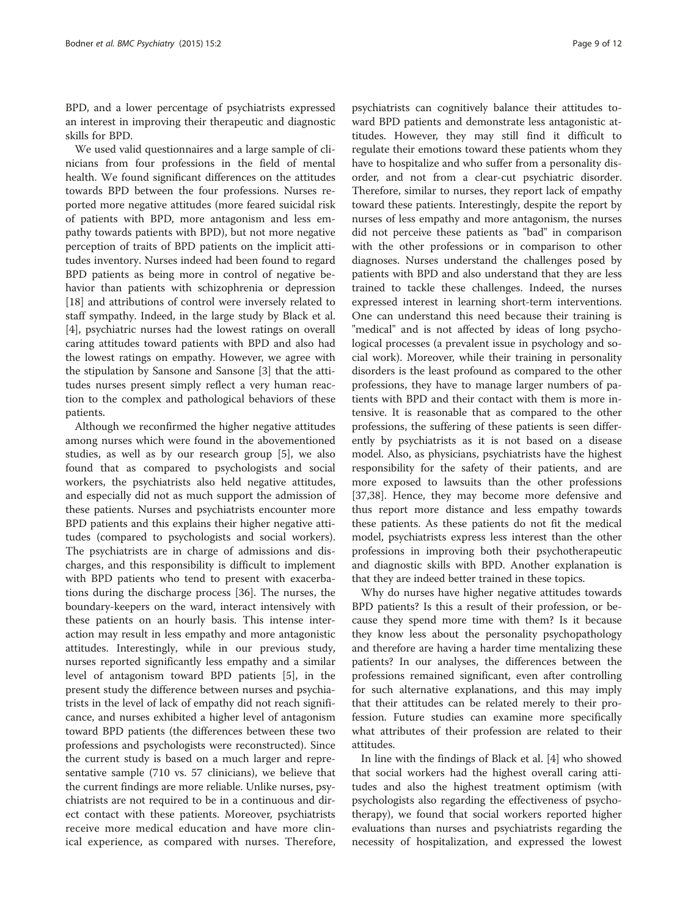BPD, and a lower percentage of psychiatrists expressed an interest in improving their therapeutic and diagnostic skills for BPD.

We used valid questionnaires and a large sample of clinicians from four professions in the field of mental health. We found significant differences on the attitudes towards BPD between the four professions. Nurses reported more negative attitudes (more feared suicidal risk of patients with BPD, more antagonism and less empathy towards patients with BPD), but not more negative perception of traits of BPD patients on the implicit attitudes inventory. Nurses indeed had been found to regard BPD patients as being more in control of negative behavior than patients with schizophrenia or depression [18] and attributions of control were inversely related to staff sympathy. Indeed, in the large study by Black et al. [4], psychiatric nurses had the lowest ratings on overall caring attitudes toward patients with BPD and also had the lowest ratings on empathy. However, we agree with the stipulation by Sansone and Sansone [3] that the attitudes nurses present simply reflect a very human reaction to the complex and pathological behaviors of these patients.

Although we reconfirmed the higher negative attitudes among nurses which were found in the abovementioned studies, as well as by our research group [5], we also found that as compared to psychologists and social workers, the psychiatrists also held negative attitudes, and especially did not as much support the admission of these patients. Nurses and psychiatrists encounter more BPD patients and this explains their higher negative attitudes (compared to psychologists and social workers). The psychiatrists are in charge of admissions and discharges, and this responsibility is difficult to implement with BPD patients who tend to present with exacerbations during the discharge process [36]. The nurses, the boundary-keepers on the ward, interact intensively with these patients on an hourly basis. This intense interaction may result in less empathy and more antagonistic attitudes. Interestingly, while in our previous study, nurses reported significantly less empathy and a similar level of antagonism toward BPD patients [5], in the present study the difference between nurses and psychiatrists in the level of lack of empathy did not reach significance, and nurses exhibited a higher level of antagonism toward BPD patients (the differences between these two professions and psychologists were reconstructed). Since the current study is based on a much larger and representative sample (710 vs. 57 clinicians), we believe that the current findings are more reliable. Unlike nurses, psychiatrists are not required to be in a continuous and direct contact with these patients. Moreover, psychiatrists receive more medical education and have more clinical experience, as compared with nurses. Therefore, psychiatrists can cognitively balance their attitudes toward BPD patients and demonstrate less antagonistic attitudes. However, they may still find it difficult to regulate their emotions toward these patients whom they have to hospitalize and who suffer from a personality disorder, and not from a clear-cut psychiatric disorder. Therefore, similar to nurses, they report lack of empathy toward these patients. Interestingly, despite the report by nurses of less empathy and more antagonism, the nurses did not perceive these patients as "bad" in comparison with the other professions or in comparison to other diagnoses. Nurses understand the challenges posed by patients with BPD and also understand that they are less trained to tackle these challenges. Indeed, the nurses expressed interest in learning short-term interventions. One can understand this need because their training is "medical" and is not affected by ideas of long psychological processes (a prevalent issue in psychology and social work). Moreover, while their training in personality disorders is the least profound as compared to the other professions, they have to manage larger numbers of patients with BPD and their contact with them is more intensive. It is reasonable that as compared to the other professions, the suffering of these patients is seen differently by psychiatrists as it is not based on a disease model. Also, as physicians, psychiatrists have the highest responsibility for the safety of their patients, and are more exposed to lawsuits than the other professions [37,38]. Hence, they may become more defensive and thus report more distance and less empathy towards these patients. As these patients do not fit the medical model, psychiatrists express less interest than the other professions in improving both their psychotherapeutic and diagnostic skills with BPD. Another explanation is that they are indeed better trained in these topics.

Why do nurses have higher negative attitudes towards BPD patients? Is this a result of their profession, or because they spend more time with them? Is it because they know less about the personality psychopathology and therefore are having a harder time mentalizing these patients? In our analyses, the differences between the professions remained significant, even after controlling for such alternative explanations, and this may imply that their attitudes can be related merely to their profession. Future studies can examine more specifically what attributes of their profession are related to their attitudes.

In line with the findings of Black et al. [4] who showed that social workers had the highest overall caring attitudes and also the highest treatment optimism (with psychologists also regarding the effectiveness of psychotherapy), we found that social workers reported higher evaluations than nurses and psychiatrists regarding the necessity of hospitalization, and expressed the lowest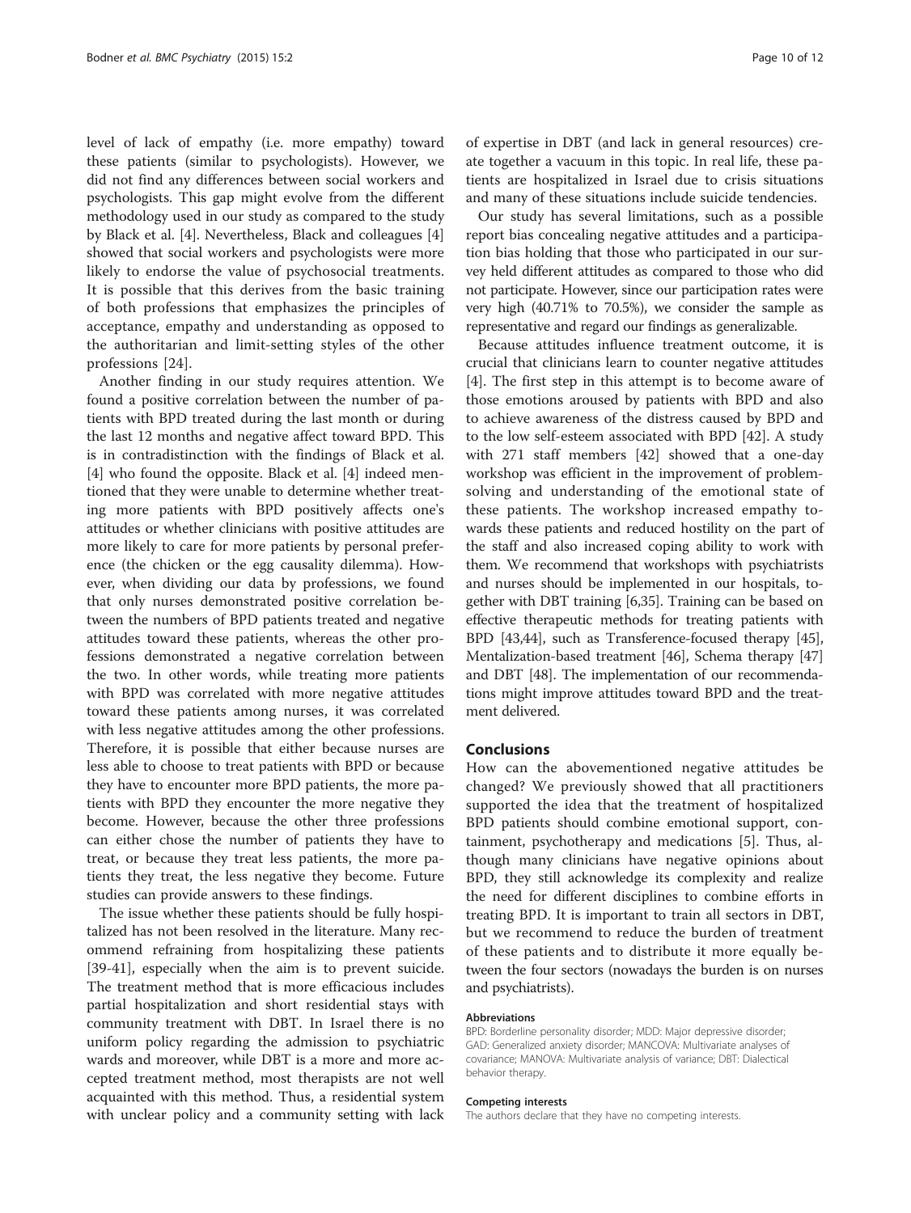level of lack of empathy (i.e. more empathy) toward these patients (similar to psychologists). However, we did not find any differences between social workers and psychologists. This gap might evolve from the different methodology used in our study as compared to the study by Black et al. [4]. Nevertheless, Black and colleagues [4] showed that social workers and psychologists were more likely to endorse the value of psychosocial treatments. It is possible that this derives from the basic training of both professions that emphasizes the principles of acceptance, empathy and understanding as opposed to the authoritarian and limit-setting styles of the other professions [24].

Another finding in our study requires attention. We found a positive correlation between the number of patients with BPD treated during the last month or during the last 12 months and negative affect toward BPD. This is in contradistinction with the findings of Black et al. [4] who found the opposite. Black et al. [4] indeed mentioned that they were unable to determine whether treating more patients with BPD positively affects one's attitudes or whether clinicians with positive attitudes are more likely to care for more patients by personal preference (the chicken or the egg causality dilemma). However, when dividing our data by professions, we found that only nurses demonstrated positive correlation between the numbers of BPD patients treated and negative attitudes toward these patients, whereas the other professions demonstrated a negative correlation between the two. In other words, while treating more patients with BPD was correlated with more negative attitudes toward these patients among nurses, it was correlated with less negative attitudes among the other professions. Therefore, it is possible that either because nurses are less able to choose to treat patients with BPD or because they have to encounter more BPD patients, the more patients with BPD they encounter the more negative they become. However, because the other three professions can either chose the number of patients they have to treat, or because they treat less patients, the more patients they treat, the less negative they become. Future studies can provide answers to these findings.

The issue whether these patients should be fully hospitalized has not been resolved in the literature. Many recommend refraining from hospitalizing these patients [39-41], especially when the aim is to prevent suicide. The treatment method that is more efficacious includes partial hospitalization and short residential stays with community treatment with DBT. In Israel there is no uniform policy regarding the admission to psychiatric wards and moreover, while DBT is a more and more accepted treatment method, most therapists are not well acquainted with this method. Thus, a residential system with unclear policy and a community setting with lack of expertise in DBT (and lack in general resources) create together a vacuum in this topic. In real life, these patients are hospitalized in Israel due to crisis situations and many of these situations include suicide tendencies.

Our study has several limitations, such as a possible report bias concealing negative attitudes and a participation bias holding that those who participated in our survey held different attitudes as compared to those who did not participate. However, since our participation rates were very high (40.71% to 70.5%), we consider the sample as representative and regard our findings as generalizable.

Because attitudes influence treatment outcome, it is crucial that clinicians learn to counter negative attitudes [4]. The first step in this attempt is to become aware of those emotions aroused by patients with BPD and also to achieve awareness of the distress caused by BPD and to the low self-esteem associated with BPD [42]. A study with 271 staff members [42] showed that a one-day workshop was efficient in the improvement of problem-solving and understanding of the emotional state of these patients. The workshop increased empathy towards these patients and reduced hostility on the part of the staff and also increased coping ability to work with them. We recommend that workshops with psychiatrists and nurses should be implemented in our hospitals, together with DBT training [6,35]. Training can be based on effective therapeutic methods for treating patients with BPD [43,44], such as Transference-focused therapy [45], Mentalization-based treatment [46], Schema therapy [47] and DBT [48]. The implementation of our recommendations might improve attitudes toward BPD and the treatment delivered.

## Conclusions

How can the abovementioned negative attitudes be changed? We previously showed that all practitioners supported the idea that the treatment of hospitalized BPD patients should combine emotional support, containment, psychotherapy and medications [5]. Thus, although many clinicians have negative opinions about BPD, they still acknowledge its complexity and realize the need for different disciplines to combine efforts in treating BPD. It is important to train all sectors in DBT, but we recommend to reduce the burden of treatment of these patients and to distribute it more equally between the four sectors (nowadays the burden is on nurses and psychiatrists).

#### Abbreviations

BPD: Borderline personality disorder; MDD: Major depressive disorder; GAD: Generalized anxiety disorder; MANCOVA: Multivariate analyses of covariance; MANOVA: Multivariate analysis of variance; DBT: Dialectical behavior therapy.

#### Competing interests

The authors declare that they have no competing interests.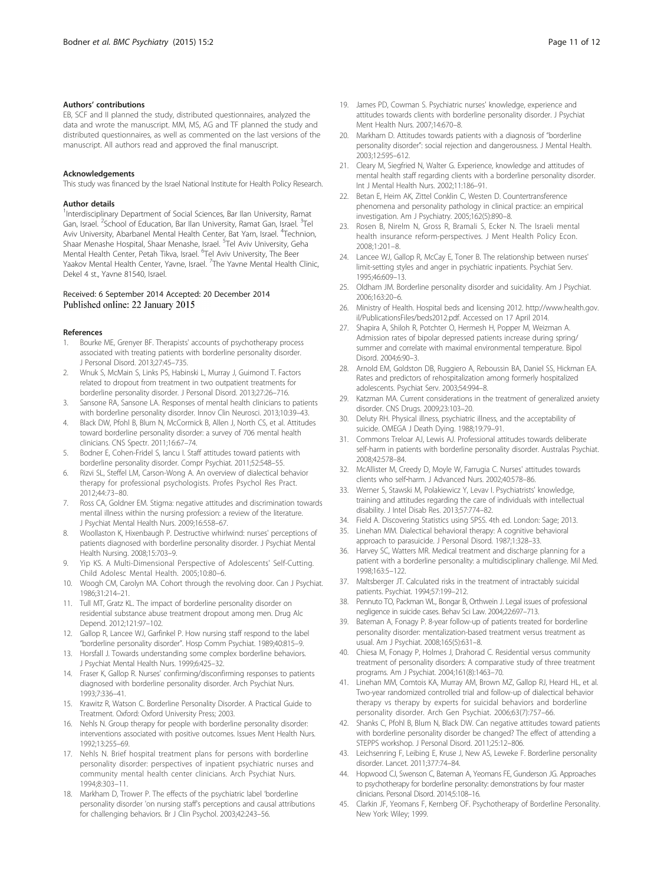### Authors' contributions

EB, SCF and II planned the study, distributed questionnaires, analyzed the data and wrote the manuscript. MM, MS, AG and TF planned the study and distributed questionnaires, as well as commented on the last versions of the manuscript. All authors read and approved the final manuscript.

### Acknowledgements

This study was financed by the Israel National Institute for Health Policy Research.

### Author details

[1]Interdisciplinary Department of Social Sciences, Bar Ilan University, Ramat Gan, Israel. [2]School of Education, Bar Ilan University, Ramat Gan, Israel. [3]Tel Aviv University, Abarbanel Mental Health Center, Bat Yam, Israel. [4]Technion, Shaar Menashe Hospital, Shaar Menashe, Israel. [5]Tel Aviv University, Geha Mental Health Center, Petah Tikva, Israel. [6]Tel Aviv University, The Beer Yaakov Mental Health Center, Yavne, Israel. [7]The Yavne Mental Health Clinic, Dekel 4 st., Yavne 81540, Israel.

Received: 6 September 2014 Accepted: 20 December 2014
Published online: 22 January 2015

### References

1. Bourke ME, Grenyer BF. Therapists' accounts of psychotherapy process associated with treating patients with borderline personality disorder. J Personal Disord. 2013;27:45–735.
2. Wnuk S, McMain S, Links PS, Habinski L, Murray J, Guimond T. Factors related to dropout from treatment in two outpatient treatments for borderline personality disorder. J Personal Disord. 2013;27:26–716.
3. Sansone RA, Sansone LA. Responses of mental health clinicians to patients with borderline personality disorder. Innov Clin Neurosci. 2013;10:39–43.
4. Black DW, Pfohl B, Blum N, McCormick B, Allen J, North CS, et al. Attitudes toward borderline personality disorder: a survey of 706 mental health clinicians. CNS Spectr. 2011;16:67–74.
5. Bodner E, Cohen-Fridel S, Iancu I. Staff attitudes toward patients with borderline personality disorder. Compr Psychiat. 2011;52:548–55.
6. Rizvi SL, Steffel LM, Carson-Wong A. An overview of dialectical behavior therapy for professional psychologists. Profes Psychol Res Pract. 2012;44:73–80.
7. Ross CA, Goldner EM. Stigma: negative attitudes and discrimination towards mental illness within the nursing profession: a review of the literature. J Psychiat Mental Health Nurs. 2009;16:558–67.
8. Woollaston K, Hixenbaugh P. Destructive whirlwind: nurses' perceptions of patients diagnosed with borderline personality disorder. J Psychiat Mental Health Nursing. 2008;15:703–9.
9. Yip KS. A Multi-Dimensional Perspective of Adolescents' Self-Cutting. Child Adolesc Mental Health. 2005;10:80–6.
10. Woogh CM, Carolyn MA. Cohort through the revolving door. Can J Psychiat. 1986;31:214–21.
11. Tull MT, Gratz KL. The impact of borderline personality disorder on residential substance abuse treatment dropout among men. Drug Alc Depend. 2012;121:97–102.
12. Gallop R, Lancee WJ, Garfinkel P. How nursing staff respond to the label "borderline personality disorder". Hosp Comm Psychiat. 1989;40:815–9.
13. Horsfall J. Towards understanding some complex borderline behaviors. J Psychiat Mental Health Nurs. 1999;6:425–32.
14. Fraser K, Gallop R. Nurses' confirming/disconfirming responses to patients diagnosed with borderline personality disorder. Arch Psychiat Nurs. 1993;7:336–41.
15. Krawitz R, Watson C. Borderline Personality Disorder. A Practical Guide to Treatment. Oxford: Oxford University Press; 2003.
16. Nehls N. Group therapy for people with borderline personality disorder: interventions associated with positive outcomes. Issues Ment Health Nurs. 1992;13:255–69.
17. Nehls N. Brief hospital treatment plans for persons with borderline personality disorder: perspectives of inpatient psychiatric nurses and community mental health center clinicians. Arch Psychiat Nurs. 1994;8:303–11.
18. Markham D, Trower P. The effects of the psychiatric label 'borderline personality disorder 'on nursing staff's perceptions and causal attributions for challenging behaviors. Br J Clin Psychol. 2003;42:243–56.
19. James PD, Cowman S. Psychiatric nurses' knowledge, experience and attitudes towards clients with borderline personality disorder. J Psychiat Ment Health Nurs. 2007;14:670–8.
20. Markham D. Attitudes towards patients with a diagnosis of "borderline personality disorder": social rejection and dangerousness. J Mental Health. 2003;12:595–612.
21. Cleary M, Siegfried N, Walter G. Experience, knowledge and attitudes of mental health staff regarding clients with a borderline personality disorder. Int J Mental Health Nurs. 2002;11:186–91.
22. Betan E, Heim AK, Zittel Conklin C, Westen D. Countertransference phenomena and personality pathology in clinical practice: an empirical investigation. Am J Psychiatry. 2005;162(5):890–8.
23. Rosen B, Nirelm N, Gross R, Bramali S, Ecker N. The Israeli mental health insurance reform-perspectives. J Ment Health Policy Econ. 2008;1:201–8.
24. Lancee WJ, Gallop R, McCay E, Toner B. The relationship between nurses' limit-setting styles and anger in psychiatric inpatients. Psychiat Serv. 1995;46:609–13.
25. Oldham JM. Borderline personality disorder and suicidality. Am J Psychiat. 2006;163:20–6.
26. Ministry of Health. Hospital beds and licensing 2012. http://www.health.gov.il/PublicationsFiles/beds2012.pdf. Accessed on 17 April 2014.
27. Shapira A, Shiloh R, Potchter O, Hermesh H, Popper M, Weizman A. Admission rates of bipolar depressed patients increase during spring/summer and correlate with maximal environmental temperature. Bipol Disord. 2004;6:90–3.
28. Arnold EM, Goldston DB, Ruggiero A, Reboussin BA, Daniel SS, Hickman EA. Rates and predictors of rehospitalization among formerly hospitalized adolescents. Psychiat Serv. 2003;54:994–8.
29. Katzman MA. Current considerations in the treatment of generalized anxiety disorder. CNS Drugs. 2009;23:103–20.
30. Deluty RH. Physical illness, psychiatric illness, and the acceptability of suicide. OMEGA J Death Dying. 1988;19:79–91.
31. Commons Treloar AJ, Lewis AJ. Professional attitudes towards deliberate self-harm in patients with borderline personality disorder. Australas Psychiat. 2008;42:578–84.
32. McAllister M, Creedy D, Moyle W, Farrugia C. Nurses' attitudes towards clients who self-harm. J Advanced Nurs. 2002;40:578–86.
33. Werner S, Stawski M, Polakiewicz Y, Levav I. Psychiatrists' knowledge, training and attitudes regarding the care of individuals with intellectual disability. J Intel Disab Res. 2013;57:774–82.
34. Field A. Discovering Statistics using SPSS. 4th ed. London: Sage; 2013.
35. Linehan MM. Dialectical behavioral therapy: A cognitive behavioral approach to parasuicide. J Personal Disord. 1987;1:328–33.
36. Harvey SC, Watters MR. Medical treatment and discharge planning for a patient with a borderline personality: a multidisciplinary challenge. Mil Med. 1998;163:5–122.
37. Maltsberger JT. Calculated risks in the treatment of intractably suicidal patients. Psychiat. 1994;57:199–212.
38. Pennuto TO, Packman WL, Bongar B, Orthwein J. Legal issues of professional negligence in suicide cases. Behav Sci Law. 2004;22:697–713.
39. Bateman A, Fonagy P. 8-year follow-up of patients treated for borderline personality disorder: mentalization-based treatment versus treatment as usual. Am J Psychiat. 2008;165(5):631–8.
40. Chiesa M, Fonagy P, Holmes J, Drahorad C. Residential versus community treatment of personality disorders: A comparative study of three treatment programs. Am J Psychiat. 2004;161(8):1463–70.
41. Linehan MM, Comtois KA, Murray AM, Brown MZ, Gallop RJ, Heard HL, et al. Two-year randomized controlled trial and follow-up of dialectical behavior therapy vs therapy by experts for suicidal behaviors and borderline personality disorder. Arch Gen Psychiat. 2006;63(7):757–66.
42. Shanks C, Pfohl B, Blum N, Black DW. Can negative attitudes toward patients with borderline personality disorder be changed? The effect of attending a STEPPS workshop. J Personal Disord. 2011;25:12–806.
43. Leichsenring F, Leibing E, Kruse J, New AS, Leweke F. Borderline personality disorder. Lancet. 2011;377:74–84.
44. Hopwood CJ, Swenson C, Bateman A, Yeomans FE, Gunderson JG. Approaches to psychotherapy for borderline personality: demonstrations by four master clinicians. Personal Disord. 2014;5:108–16.
45. Clarkin JF, Yeomans F, Kernberg OF. Psychotherapy of Borderline Personality. New York: Wiley; 1999.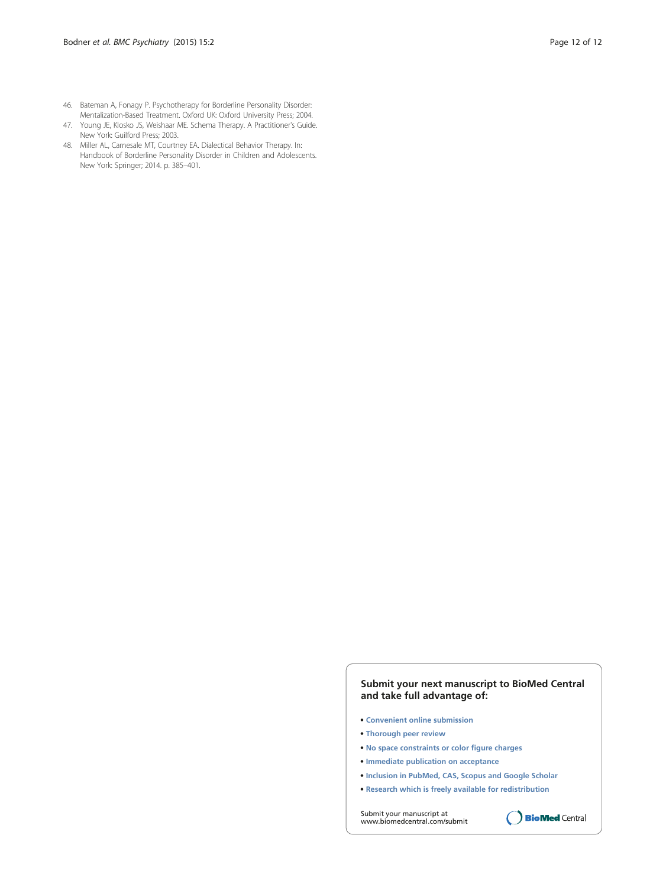46. Bateman A, Fonagy P. Psychotherapy for Borderline Personality Disorder: Mentalization-Based Treatment. Oxford UK: Oxford University Press; 2004.
47. Young JE, Klosko JS, Weishaar ME. Schema Therapy. A Practitioner's Guide. New York: Guilford Press; 2003.
48. Miller AL, Carnesale MT, Courtney EA. Dialectical Behavior Therapy. In: Handbook of Borderline Personality Disorder in Children and Adolescents. New York: Springer; 2014. p. 385–401.

**Submit your next manuscript to BioMed Central and take full advantage of:**

- **Convenient online submission**
- **Thorough peer review**
- **No space constraints or color figure charges**
- **Immediate publication on acceptance**
- **Inclusion in PubMed, CAS, Scopus and Google Scholar**
- **Research which is freely available for redistribution**

Submit your manuscript at
www.biomedcentral.com/submit

BioMed Central